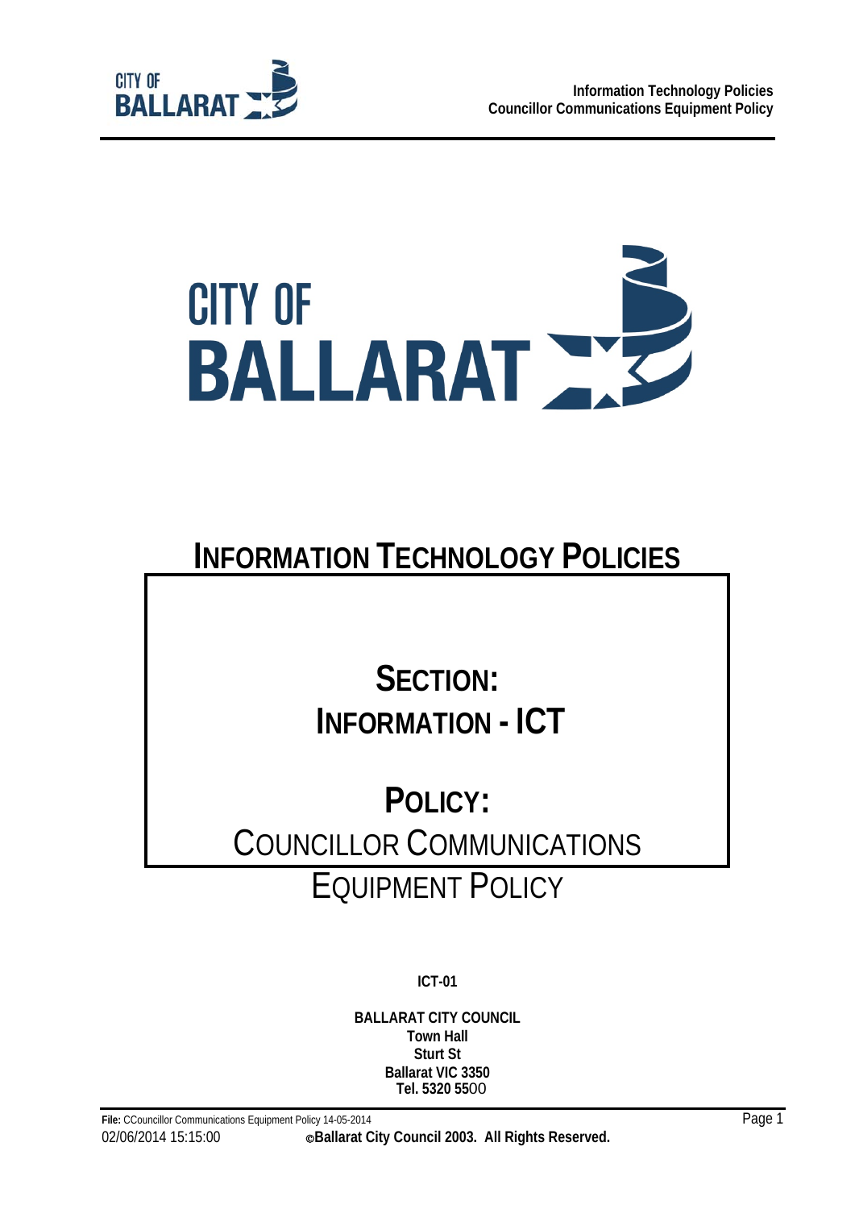# INFORMATION TECHNOLOGY POLICIES

## SECTION:
## INFORMATION - ICT

## POLICY:
COUNCILLOR COMMUNICATIONS EQUIPMENT POLICY

**ICT-01**

**BALLARAT CITY COUNCIL**
**Town Hall**
**Sturt St**
**Ballarat VIC 3350**
**Tel. 5320 5500**

**File:** CCouncillor Communications Equipment Policy 14-05-2014
02/06/2014 15:15:00 **©Ballarat City Council 2003. All Rights Reserved.**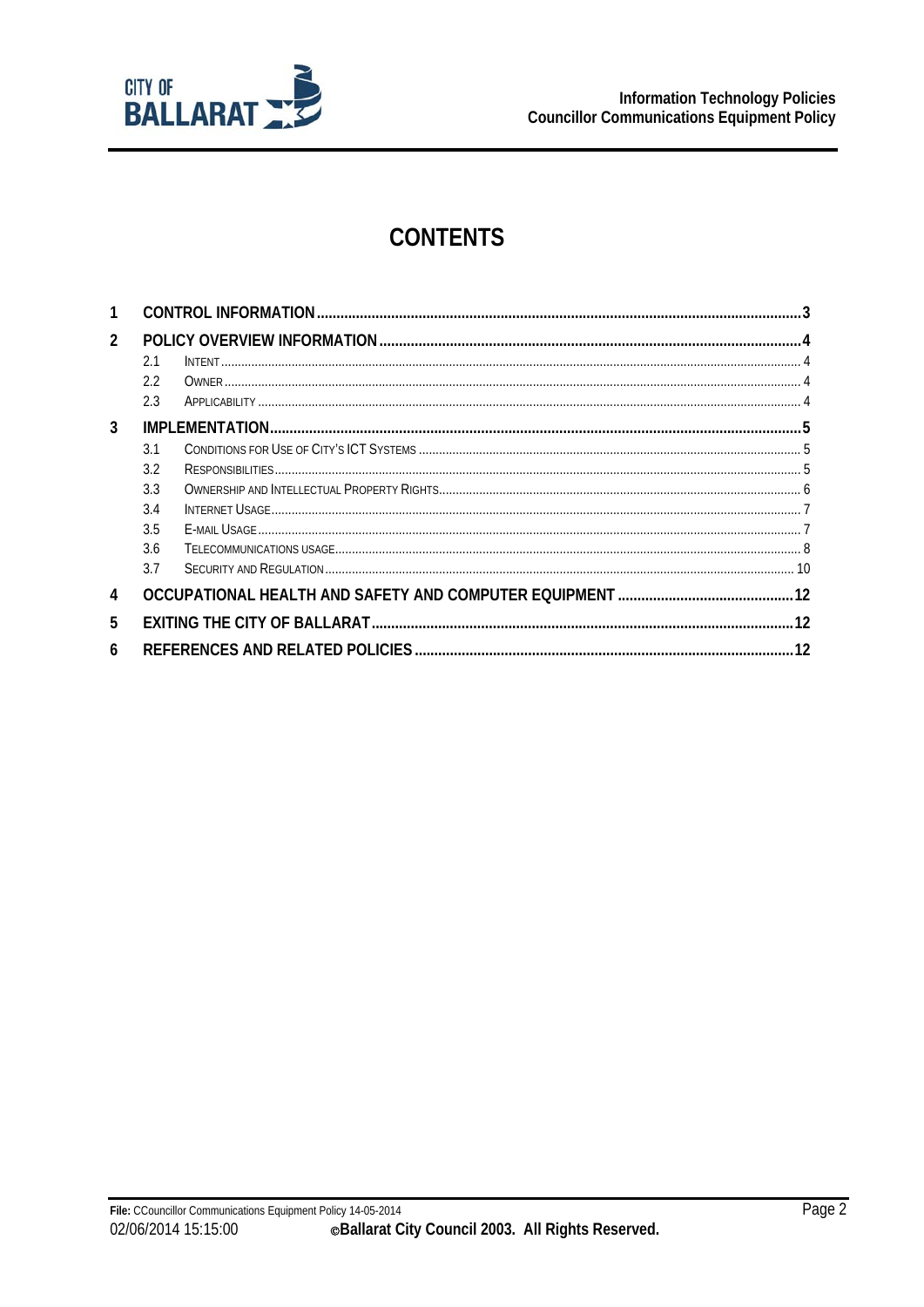# CONTENTS

| | | |
|---|---|---|
| 1 | CONTROL INFORMATION | 3 |
| 2 | POLICY OVERVIEW INFORMATION | 4 |
| 2.1 | Intent | 4 |
| 2.2 | Owner | 4 |
| 2.3 | Applicability | 4 |
| 3 | IMPLEMENTATION | 5 |
| 3.1 | Conditions for Use of City's ICT Systems | 5 |
| 3.2 | Responsibilities | 5 |
| 3.3 | Ownership and Intellectual Property Rights | 6 |
| 3.4 | Internet Usage | 7 |
| 3.5 | E-mail Usage | 7 |
| 3.6 | Telecommunications usage | 8 |
| 3.7 | Security and Regulation | 10 |
| 4 | OCCUPATIONAL HEALTH AND SAFETY AND COMPUTER EQUIPMENT | 12 |
| 5 | EXITING THE CITY OF BALLARAT | 12 |
| 6 | REFERENCES AND RELATED POLICIES | 12 |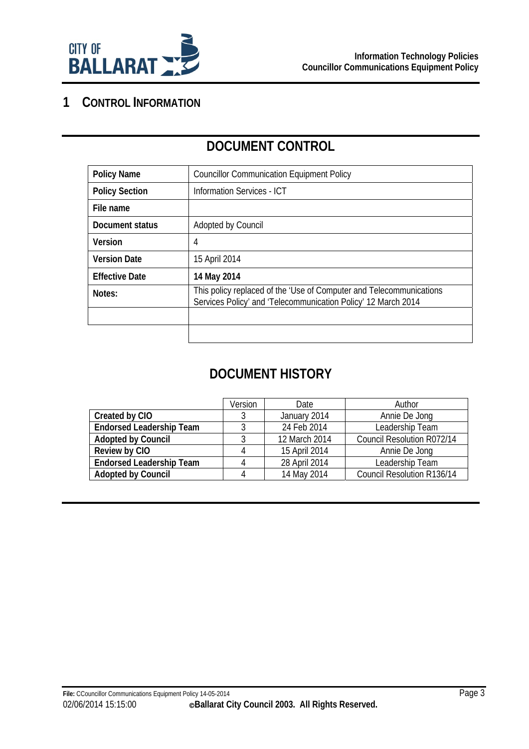# 1 Control Information

## DOCUMENT CONTROL

| Policy Name | Councillor Communication Equipment Policy |
|---|---|
| Policy Section | Information Services - ICT |
| File name | |
| Document status | Adopted by Council |
| Version | 4 |
| Version Date | 15 April 2014 |
| Effective Date | **14 May 2014** |
| Notes: | This policy replaced of the 'Use of Computer and Telecommunications Services Policy' and 'Telecommunication Policy' 12 March 2014 |
| | |
| | |

## DOCUMENT HISTORY

| | Version | Date | Author |
|---|---|---|---|
| **Created by CIO** | 3 | January 2014 | Annie De Jong |
| **Endorsed Leadership Team** | 3 | 24 Feb 2014 | Leadership Team |
| **Adopted by Council** | 3 | 12 March 2014 | Council Resolution R072/14 |
| **Review by CIO** | 4 | 15 April 2014 | Annie De Jong |
| **Endorsed Leadership Team** | 4 | 28 April 2014 | Leadership Team |
| **Adopted by Council** | 4 | 14 May 2014 | Council Resolution R136/14 |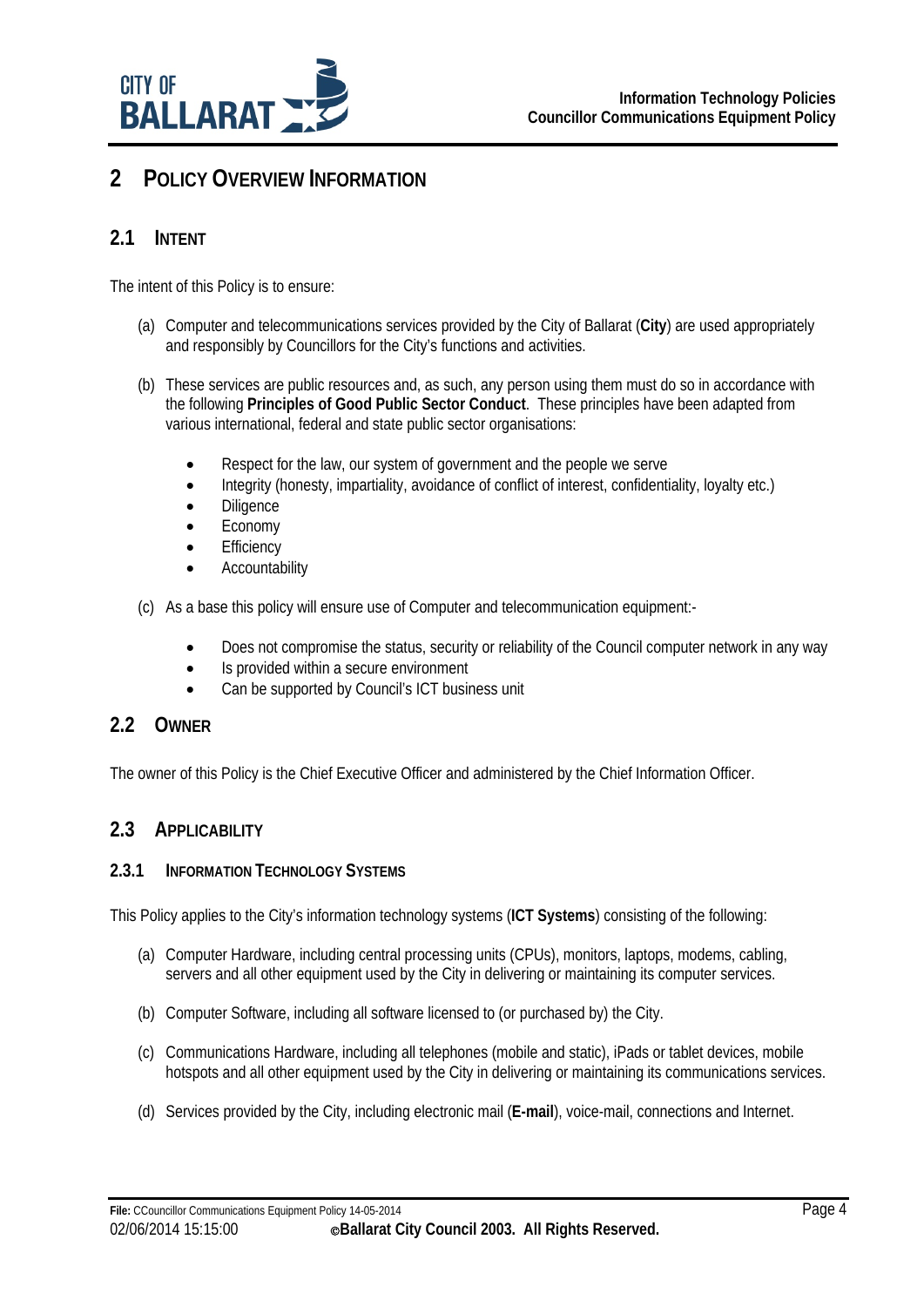# 2 Policy Overview Information

## 2.1 Intent

The intent of this Policy is to ensure:

(a) Computer and telecommunications services provided by the City of Ballarat (**City**) are used appropriately and responsibly by Councillors for the City's functions and activities.

(b) These services are public resources and, as such, any person using them must do so in accordance with the following **Principles of Good Public Sector Conduct**. These principles have been adapted from various international, federal and state public sector organisations:

- Respect for the law, our system of government and the people we serve
- Integrity (honesty, impartiality, avoidance of conflict of interest, confidentiality, loyalty etc.)
- Diligence
- Economy
- Efficiency
- Accountability

(c) As a base this policy will ensure use of Computer and telecommunication equipment:-

- Does not compromise the status, security or reliability of the Council computer network in any way
- Is provided within a secure environment
- Can be supported by Council's ICT business unit

## 2.2 Owner

The owner of this Policy is the Chief Executive Officer and administered by the Chief Information Officer.

## 2.3 Applicability

### 2.3.1 Information Technology Systems

This Policy applies to the City's information technology systems (**ICT Systems**) consisting of the following:

(a) Computer Hardware, including central processing units (CPUs), monitors, laptops, modems, cabling, servers and all other equipment used by the City in delivering or maintaining its computer services.

(b) Computer Software, including all software licensed to (or purchased by) the City.

(c) Communications Hardware, including all telephones (mobile and static), iPads or tablet devices, mobile hotspots and all other equipment used by the City in delivering or maintaining its communications services.

(d) Services provided by the City, including electronic mail (**E-mail**), voice-mail, connections and Internet.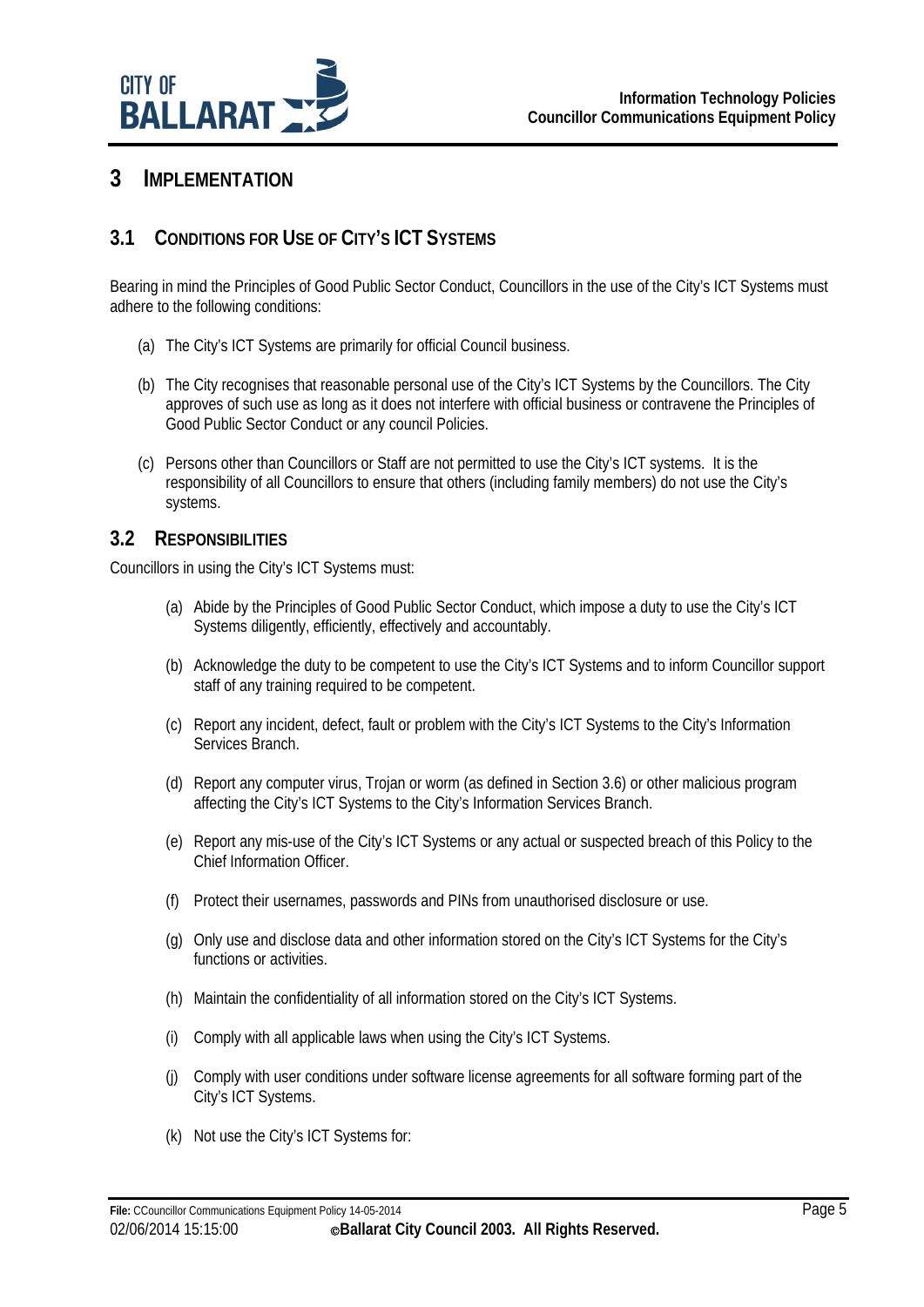# 3 IMPLEMENTATION

## 3.1 CONDITIONS FOR USE OF CITY'S ICT SYSTEMS

Bearing in mind the Principles of Good Public Sector Conduct, Councillors in the use of the City's ICT Systems must adhere to the following conditions:

(a) The City's ICT Systems are primarily for official Council business.

(b) The City recognises that reasonable personal use of the City's ICT Systems by the Councillors. The City approves of such use as long as it does not interfere with official business or contravene the Principles of Good Public Sector Conduct or any council Policies.

(c) Persons other than Councillors or Staff are not permitted to use the City's ICT systems. It is the responsibility of all Councillors to ensure that others (including family members) do not use the City's systems.

## 3.2 RESPONSIBILITIES

Councillors in using the City's ICT Systems must:

(a) Abide by the Principles of Good Public Sector Conduct, which impose a duty to use the City's ICT Systems diligently, efficiently, effectively and accountably.

(b) Acknowledge the duty to be competent to use the City's ICT Systems and to inform Councillor support staff of any training required to be competent.

(c) Report any incident, defect, fault or problem with the City's ICT Systems to the City's Information Services Branch.

(d) Report any computer virus, Trojan or worm (as defined in Section 3.6) or other malicious program affecting the City's ICT Systems to the City's Information Services Branch.

(e) Report any mis-use of the City's ICT Systems or any actual or suspected breach of this Policy to the Chief Information Officer.

(f) Protect their usernames, passwords and PINs from unauthorised disclosure or use.

(g) Only use and disclose data and other information stored on the City's ICT Systems for the City's functions or activities.

(h) Maintain the confidentiality of all information stored on the City's ICT Systems.

(i) Comply with all applicable laws when using the City's ICT Systems.

(j) Comply with user conditions under software license agreements for all software forming part of the City's ICT Systems.

(k) Not use the City's ICT Systems for: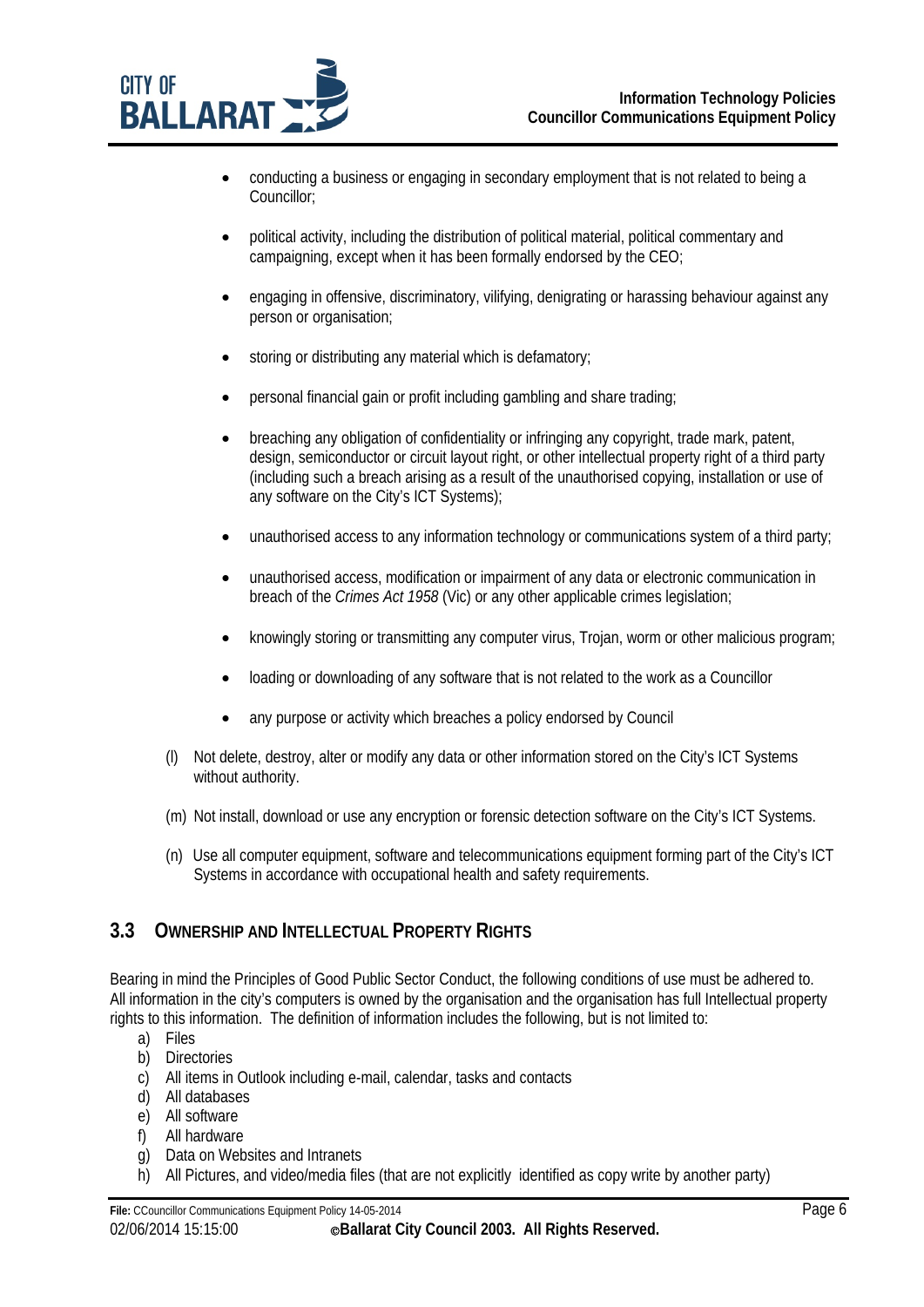- conducting a business or engaging in secondary employment that is not related to being a Councillor;

- political activity, including the distribution of political material, political commentary and campaigning, except when it has been formally endorsed by the CEO;

- engaging in offensive, discriminatory, vilifying, denigrating or harassing behaviour against any person or organisation;

- storing or distributing any material which is defamatory;

- personal financial gain or profit including gambling and share trading;

- breaching any obligation of confidentiality or infringing any copyright, trade mark, patent, design, semiconductor or circuit layout right, or other intellectual property right of a third party (including such a breach arising as a result of the unauthorised copying, installation or use of any software on the City's ICT Systems);

- unauthorised access to any information technology or communications system of a third party;

- unauthorised access, modification or impairment of any data or electronic communication in breach of the *Crimes Act 1958* (Vic) or any other applicable crimes legislation;

- knowingly storing or transmitting any computer virus, Trojan, worm or other malicious program;

- loading or downloading of any software that is not related to the work as a Councillor

- any purpose or activity which breaches a policy endorsed by Council

(l) Not delete, destroy, alter or modify any data or other information stored on the City's ICT Systems without authority.

(m) Not install, download or use any encryption or forensic detection software on the City's ICT Systems.

(n) Use all computer equipment, software and telecommunications equipment forming part of the City's ICT Systems in accordance with occupational health and safety requirements.

## 3.3 Ownership and Intellectual Property Rights

Bearing in mind the Principles of Good Public Sector Conduct, the following conditions of use must be adhered to. All information in the city's computers is owned by the organisation and the organisation has full Intellectual property rights to this information. The definition of information includes the following, but is not limited to:

a) Files
b) Directories
c) All items in Outlook including e-mail, calendar, tasks and contacts
d) All databases
e) All software
f) All hardware
g) Data on Websites and Intranets
h) All Pictures, and video/media files (that are not explicitly identified as copy write by another party)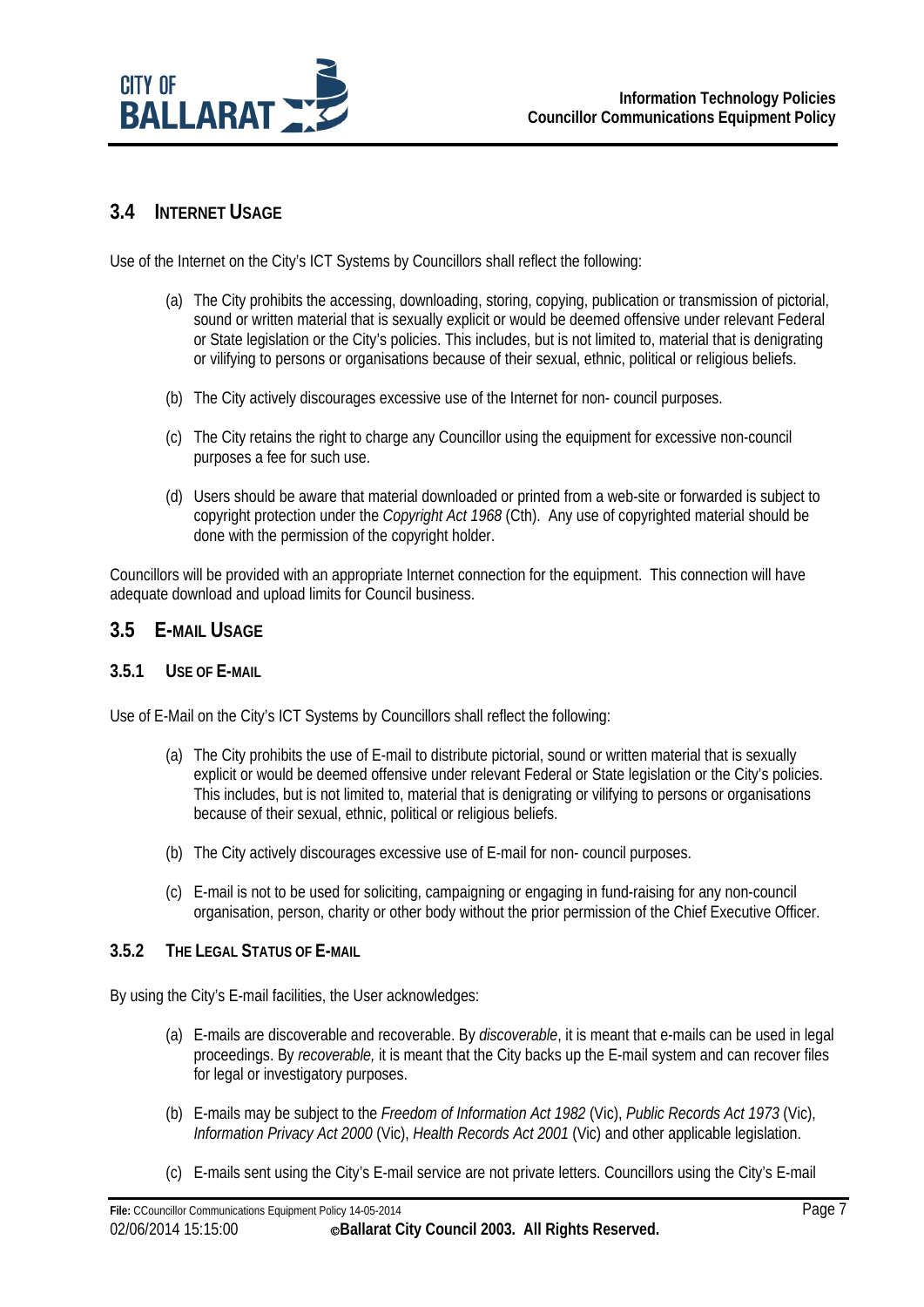## 3.4 Internet Usage

Use of the Internet on the City's ICT Systems by Councillors shall reflect the following:

(a) The City prohibits the accessing, downloading, storing, copying, publication or transmission of pictorial, sound or written material that is sexually explicit or would be deemed offensive under relevant Federal or State legislation or the City's policies. This includes, but is not limited to, material that is denigrating or vilifying to persons or organisations because of their sexual, ethnic, political or religious beliefs.

(b) The City actively discourages excessive use of the Internet for non- council purposes.

(c) The City retains the right to charge any Councillor using the equipment for excessive non-council purposes a fee for such use.

(d) Users should be aware that material downloaded or printed from a web-site or forwarded is subject to copyright protection under the *Copyright Act 1968* (Cth). Any use of copyrighted material should be done with the permission of the copyright holder.

Councillors will be provided with an appropriate Internet connection for the equipment. This connection will have adequate download and upload limits for Council business.

## 3.5 E-mail Usage

### 3.5.1 Use of E-mail

Use of E-Mail on the City's ICT Systems by Councillors shall reflect the following:

(a) The City prohibits the use of E-mail to distribute pictorial, sound or written material that is sexually explicit or would be deemed offensive under relevant Federal or State legislation or the City's policies. This includes, but is not limited to, material that is denigrating or vilifying to persons or organisations because of their sexual, ethnic, political or religious beliefs.

(b) The City actively discourages excessive use of E-mail for non- council purposes.

(c) E-mail is not to be used for soliciting, campaigning or engaging in fund-raising for any non-council organisation, person, charity or other body without the prior permission of the Chief Executive Officer.

### 3.5.2 The Legal Status of E-mail

By using the City's E-mail facilities, the User acknowledges:

(a) E-mails are discoverable and recoverable. By *discoverable*, it is meant that e-mails can be used in legal proceedings. By *recoverable,* it is meant that the City backs up the E-mail system and can recover files for legal or investigatory purposes.

(b) E-mails may be subject to the *Freedom of Information Act 1982* (Vic), *Public Records Act 1973* (Vic), *Information Privacy Act 2000* (Vic), *Health Records Act 2001* (Vic) and other applicable legislation.

(c) E-mails sent using the City's E-mail service are not private letters. Councillors using the City's E-mail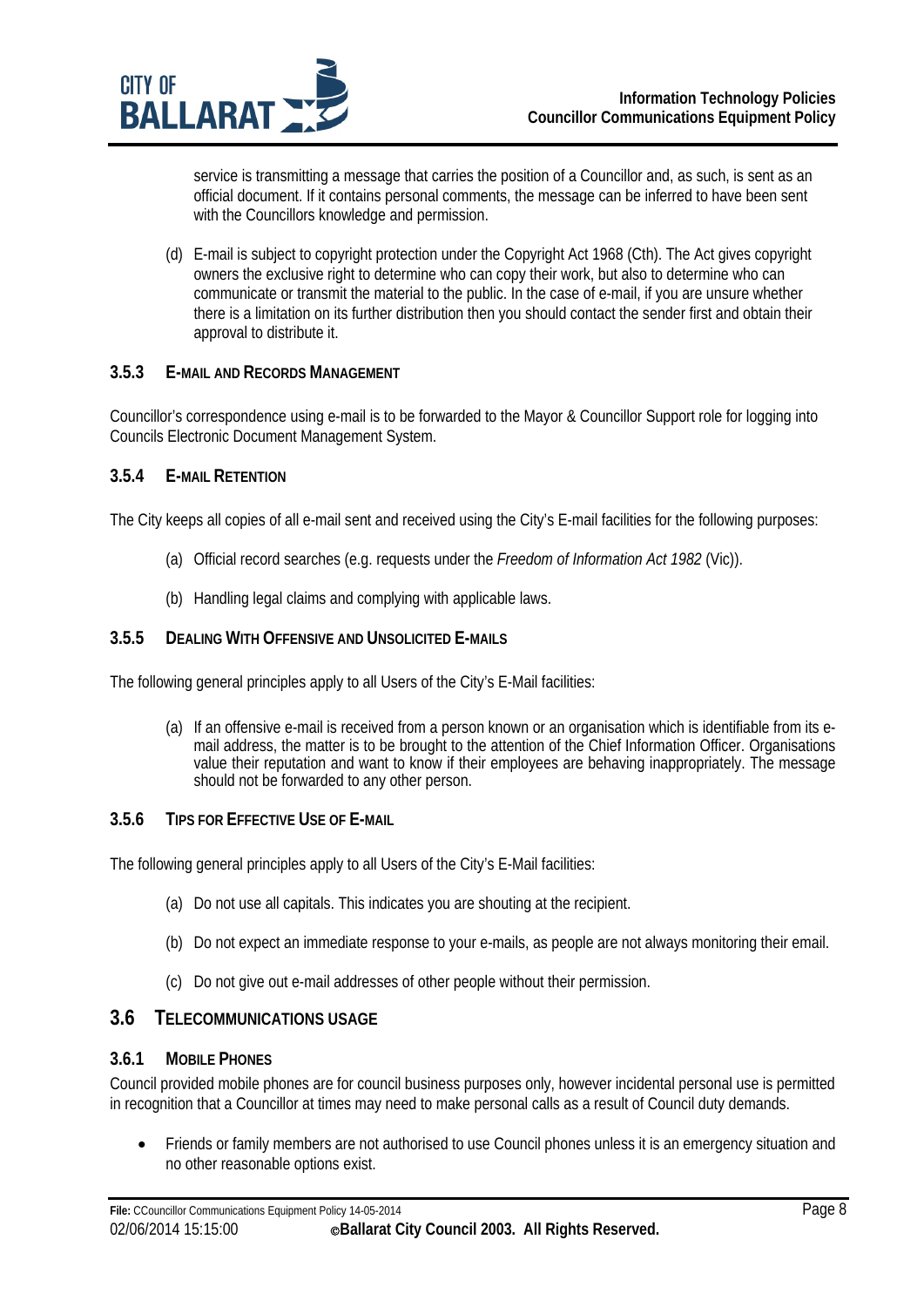service is transmitting a message that carries the position of a Councillor and, as such, is sent as an official document. If it contains personal comments, the message can be inferred to have been sent with the Councillors knowledge and permission.

(d) E-mail is subject to copyright protection under the Copyright Act 1968 (Cth). The Act gives copyright owners the exclusive right to determine who can copy their work, but also to determine who can communicate or transmit the material to the public. In the case of e-mail, if you are unsure whether there is a limitation on its further distribution then you should contact the sender first and obtain their approval to distribute it.

### 3.5.3 E-MAIL AND RECORDS MANAGEMENT

Councillor's correspondence using e-mail is to be forwarded to the Mayor & Councillor Support role for logging into Councils Electronic Document Management System.

### 3.5.4 E-MAIL RETENTION

The City keeps all copies of all e-mail sent and received using the City's E-mail facilities for the following purposes:

(a) Official record searches (e.g. requests under the *Freedom of Information Act 1982* (Vic)).

(b) Handling legal claims and complying with applicable laws.

### 3.5.5 DEALING WITH OFFENSIVE AND UNSOLICITED E-MAILS

The following general principles apply to all Users of the City's E-Mail facilities:

(a) If an offensive e-mail is received from a person known or an organisation which is identifiable from its e-mail address, the matter is to be brought to the attention of the Chief Information Officer. Organisations value their reputation and want to know if their employees are behaving inappropriately. The message should not be forwarded to any other person.

### 3.5.6 TIPS FOR EFFECTIVE USE OF E-MAIL

The following general principles apply to all Users of the City's E-Mail facilities:

(a) Do not use all capitals. This indicates you are shouting at the recipient.

(b) Do not expect an immediate response to your e-mails, as people are not always monitoring their email.

(c) Do not give out e-mail addresses of other people without their permission.

## 3.6 TELECOMMUNICATIONS USAGE

### 3.6.1 MOBILE PHONES

Council provided mobile phones are for council business purposes only, however incidental personal use is permitted in recognition that a Councillor at times may need to make personal calls as a result of Council duty demands.

- Friends or family members are not authorised to use Council phones unless it is an emergency situation and no other reasonable options exist.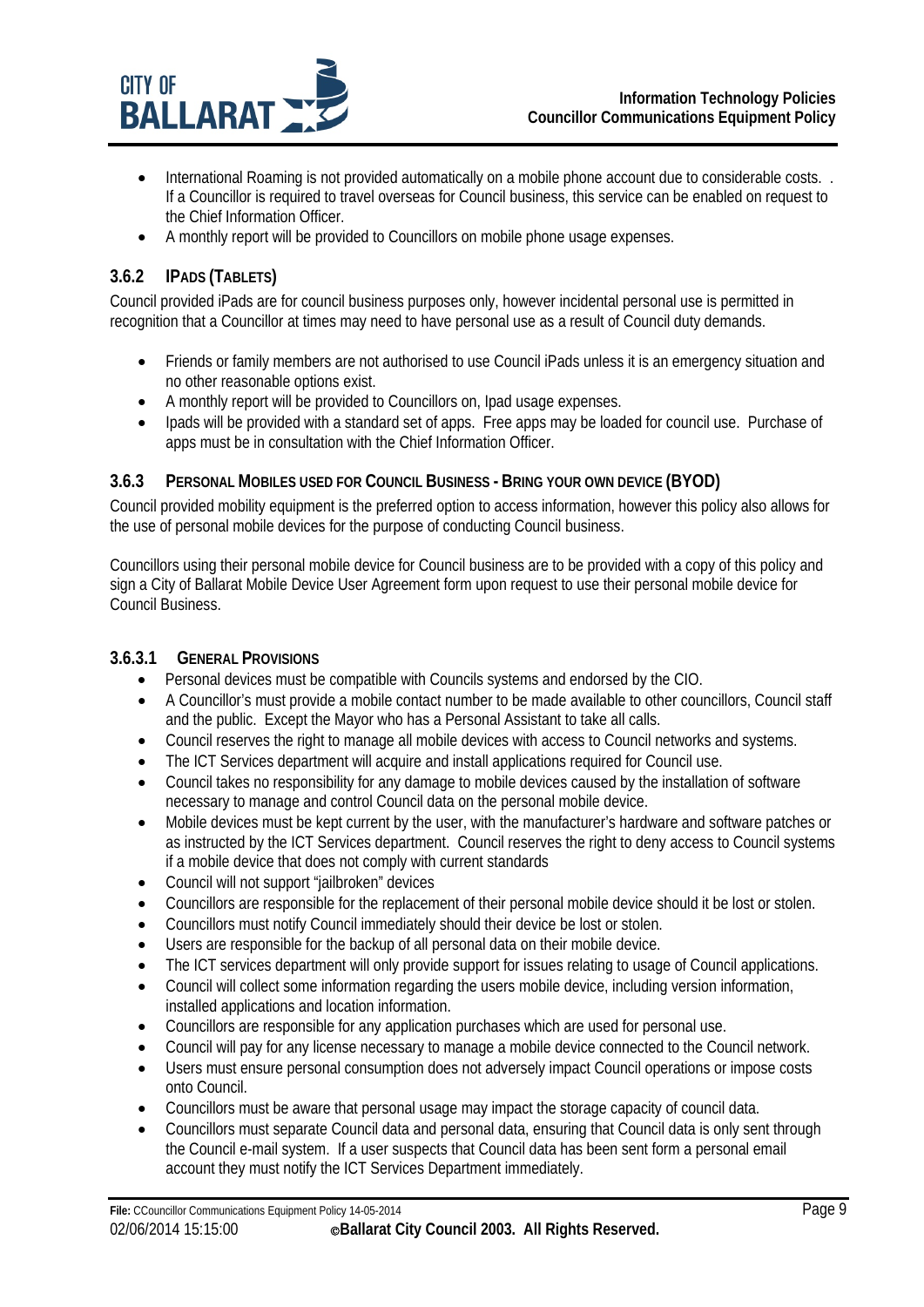- International Roaming is not provided automatically on a mobile phone account due to considerable costs. . If a Councillor is required to travel overseas for Council business, this service can be enabled on request to the Chief Information Officer.
- A monthly report will be provided to Councillors on mobile phone usage expenses.

### 3.6.2 IPADS (TABLETS)

Council provided iPads are for council business purposes only, however incidental personal use is permitted in recognition that a Councillor at times may need to have personal use as a result of Council duty demands.

- Friends or family members are not authorised to use Council iPads unless it is an emergency situation and no other reasonable options exist.
- A monthly report will be provided to Councillors on, Ipad usage expenses.
- Ipads will be provided with a standard set of apps. Free apps may be loaded for council use. Purchase of apps must be in consultation with the Chief Information Officer.

### 3.6.3 PERSONAL MOBILES USED FOR COUNCIL BUSINESS - BRING YOUR OWN DEVICE (BYOD)

Council provided mobility equipment is the preferred option to access information, however this policy also allows for the use of personal mobile devices for the purpose of conducting Council business.

Councillors using their personal mobile device for Council business are to be provided with a copy of this policy and sign a City of Ballarat Mobile Device User Agreement form upon request to use their personal mobile device for Council Business.

#### 3.6.3.1 GENERAL PROVISIONS

- Personal devices must be compatible with Councils systems and endorsed by the CIO.
- A Councillor's must provide a mobile contact number to be made available to other councillors, Council staff and the public. Except the Mayor who has a Personal Assistant to take all calls.
- Council reserves the right to manage all mobile devices with access to Council networks and systems.
- The ICT Services department will acquire and install applications required for Council use.
- Council takes no responsibility for any damage to mobile devices caused by the installation of software necessary to manage and control Council data on the personal mobile device.
- Mobile devices must be kept current by the user, with the manufacturer's hardware and software patches or as instructed by the ICT Services department. Council reserves the right to deny access to Council systems if a mobile device that does not comply with current standards
- Council will not support "jailbroken" devices
- Councillors are responsible for the replacement of their personal mobile device should it be lost or stolen.
- Councillors must notify Council immediately should their device be lost or stolen.
- Users are responsible for the backup of all personal data on their mobile device.
- The ICT services department will only provide support for issues relating to usage of Council applications.
- Council will collect some information regarding the users mobile device, including version information, installed applications and location information.
- Councillors are responsible for any application purchases which are used for personal use.
- Council will pay for any license necessary to manage a mobile device connected to the Council network.
- Users must ensure personal consumption does not adversely impact Council operations or impose costs onto Council.
- Councillors must be aware that personal usage may impact the storage capacity of council data.
- Councillors must separate Council data and personal data, ensuring that Council data is only sent through the Council e-mail system. If a user suspects that Council data has been sent form a personal email account they must notify the ICT Services Department immediately.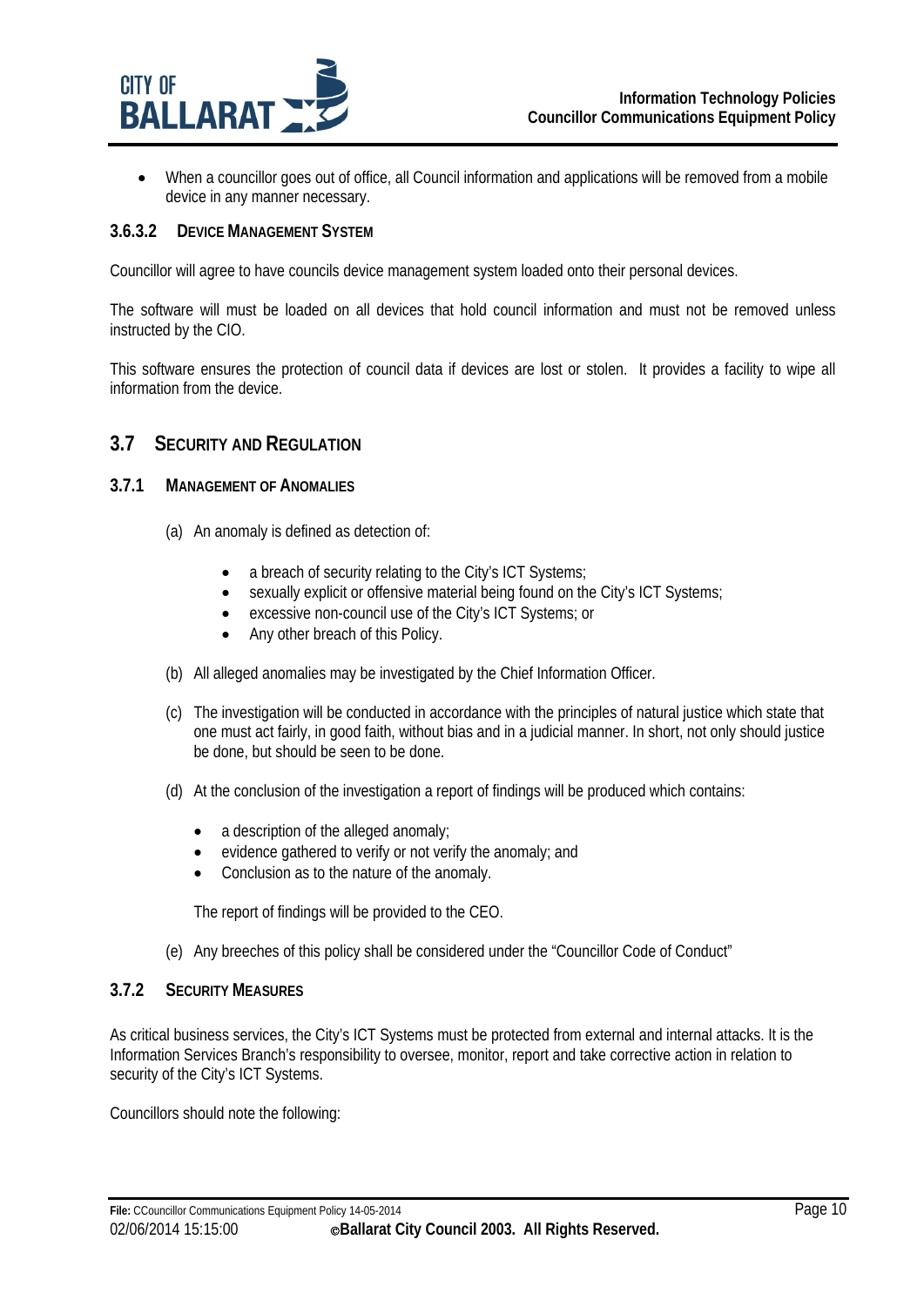- When a councillor goes out of office, all Council information and applications will be removed from a mobile device in any manner necessary.

#### 3.6.3.2 Device Management System

Councillor will agree to have councils device management system loaded onto their personal devices.

The software will must be loaded on all devices that hold council information and must not be removed unless instructed by the CIO.

This software ensures the protection of council data if devices are lost or stolen. It provides a facility to wipe all information from the device.

## 3.7 Security and Regulation

### 3.7.1 Management of Anomalies

(a) An anomaly is defined as detection of:

- a breach of security relating to the City's ICT Systems;
- sexually explicit or offensive material being found on the City's ICT Systems;
- excessive non-council use of the City's ICT Systems; or
- Any other breach of this Policy.

(b) All alleged anomalies may be investigated by the Chief Information Officer.

(c) The investigation will be conducted in accordance with the principles of natural justice which state that one must act fairly, in good faith, without bias and in a judicial manner. In short, not only should justice be done, but should be seen to be done.

(d) At the conclusion of the investigation a report of findings will be produced which contains:

- a description of the alleged anomaly;
- evidence gathered to verify or not verify the anomaly; and
- Conclusion as to the nature of the anomaly.

The report of findings will be provided to the CEO.

(e) Any breeches of this policy shall be considered under the "Councillor Code of Conduct"

### 3.7.2 Security Measures

As critical business services, the City's ICT Systems must be protected from external and internal attacks. It is the Information Services Branch's responsibility to oversee, monitor, report and take corrective action in relation to security of the City's ICT Systems.

Councillors should note the following: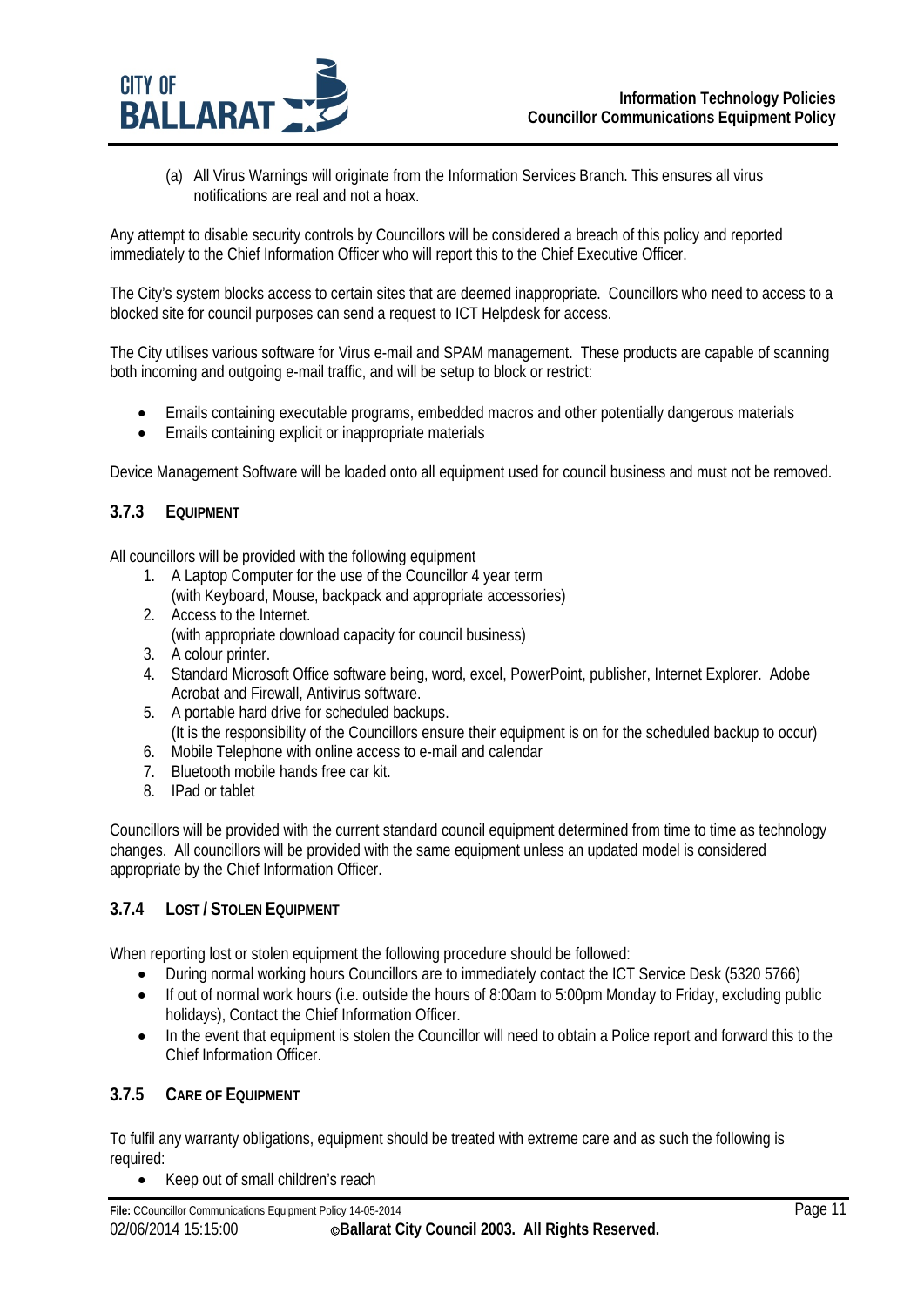(a) All Virus Warnings will originate from the Information Services Branch. This ensures all virus notifications are real and not a hoax.

Any attempt to disable security controls by Councillors will be considered a breach of this policy and reported immediately to the Chief Information Officer who will report this to the Chief Executive Officer.

The City's system blocks access to certain sites that are deemed inappropriate. Councillors who need to access to a blocked site for council purposes can send a request to ICT Helpdesk for access.

The City utilises various software for Virus e-mail and SPAM management. These products are capable of scanning both incoming and outgoing e-mail traffic, and will be setup to block or restrict:

- Emails containing executable programs, embedded macros and other potentially dangerous materials
- Emails containing explicit or inappropriate materials

Device Management Software will be loaded onto all equipment used for council business and must not be removed.

### 3.7.3 EQUIPMENT

All councillors will be provided with the following equipment

1. A Laptop Computer for the use of the Councillor 4 year term
   (with Keyboard, Mouse, backpack and appropriate accessories)
2. Access to the Internet.
   (with appropriate download capacity for council business)
3. A colour printer.
4. Standard Microsoft Office software being, word, excel, PowerPoint, publisher, Internet Explorer. Adobe Acrobat and Firewall, Antivirus software.
5. A portable hard drive for scheduled backups.
   (It is the responsibility of the Councillors ensure their equipment is on for the scheduled backup to occur)
6. Mobile Telephone with online access to e-mail and calendar
7. Bluetooth mobile hands free car kit.
8. IPad or tablet

Councillors will be provided with the current standard council equipment determined from time to time as technology changes. All councillors will be provided with the same equipment unless an updated model is considered appropriate by the Chief Information Officer.

### 3.7.4 LOST / STOLEN EQUIPMENT

When reporting lost or stolen equipment the following procedure should be followed:

- During normal working hours Councillors are to immediately contact the ICT Service Desk (5320 5766)
- If out of normal work hours (i.e. outside the hours of 8:00am to 5:00pm Monday to Friday, excluding public holidays), Contact the Chief Information Officer.
- In the event that equipment is stolen the Councillor will need to obtain a Police report and forward this to the Chief Information Officer.

### 3.7.5 CARE OF EQUIPMENT

To fulfil any warranty obligations, equipment should be treated with extreme care and as such the following is required:

- Keep out of small children's reach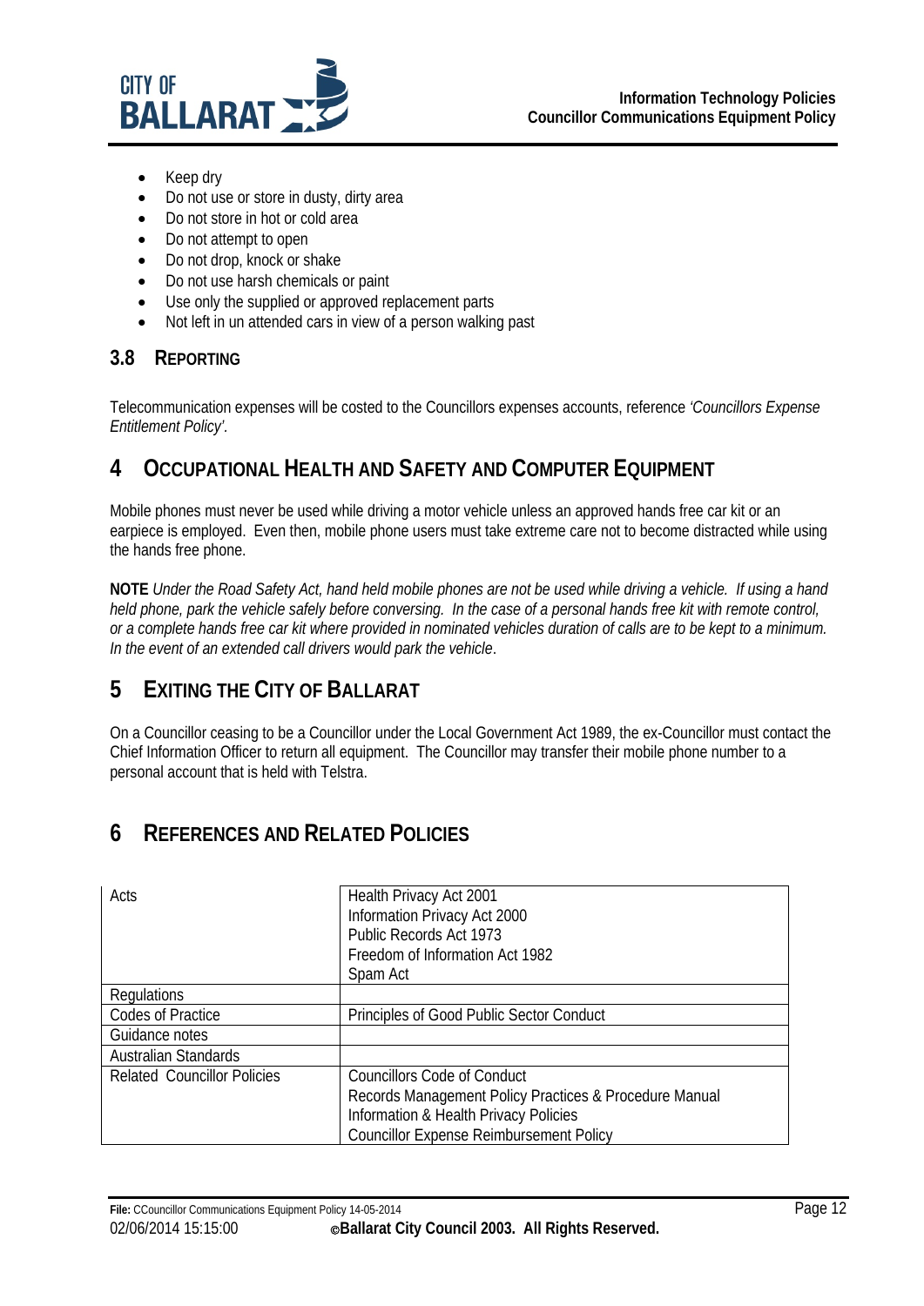- Keep dry
- Do not use or store in dusty, dirty area
- Do not store in hot or cold area
- Do not attempt to open
- Do not drop, knock or shake
- Do not use harsh chemicals or paint
- Use only the supplied or approved replacement parts
- Not left in un attended cars in view of a person walking past

### 3.8 Reporting

Telecommunication expenses will be costed to the Councillors expenses accounts, reference *'Councillors Expense Entitlement Policy'*.

## 4 Occupational Health and Safety and Computer Equipment

Mobile phones must never be used while driving a motor vehicle unless an approved hands free car kit or an earpiece is employed. Even then, mobile phone users must take extreme care not to become distracted while using the hands free phone.

**NOTE** *Under the Road Safety Act, hand held mobile phones are not be used while driving a vehicle. If using a hand held phone, park the vehicle safely before conversing. In the case of a personal hands free kit with remote control, or a complete hands free car kit where provided in nominated vehicles duration of calls are to be kept to a minimum. In the event of an extended call drivers would park the vehicle*.

## 5 Exiting the City of Ballarat

On a Councillor ceasing to be a Councillor under the Local Government Act 1989, the ex-Councillor must contact the Chief Information Officer to return all equipment. The Councillor may transfer their mobile phone number to a personal account that is held with Telstra.

## 6 References and Related Policies

| | |
|---|---|
| Acts | Health Privacy Act 2001<br>Information Privacy Act 2000<br>Public Records Act 1973<br>Freedom of Information Act 1982<br>Spam Act |
| Regulations | |
| Codes of Practice | Principles of Good Public Sector Conduct |
| Guidance notes | |
| Australian Standards | |
| Related Councillor Policies | Councillors Code of Conduct<br>Records Management Policy Practices & Procedure Manual<br>Information & Health Privacy Policies<br>Councillor Expense Reimbursement Policy |